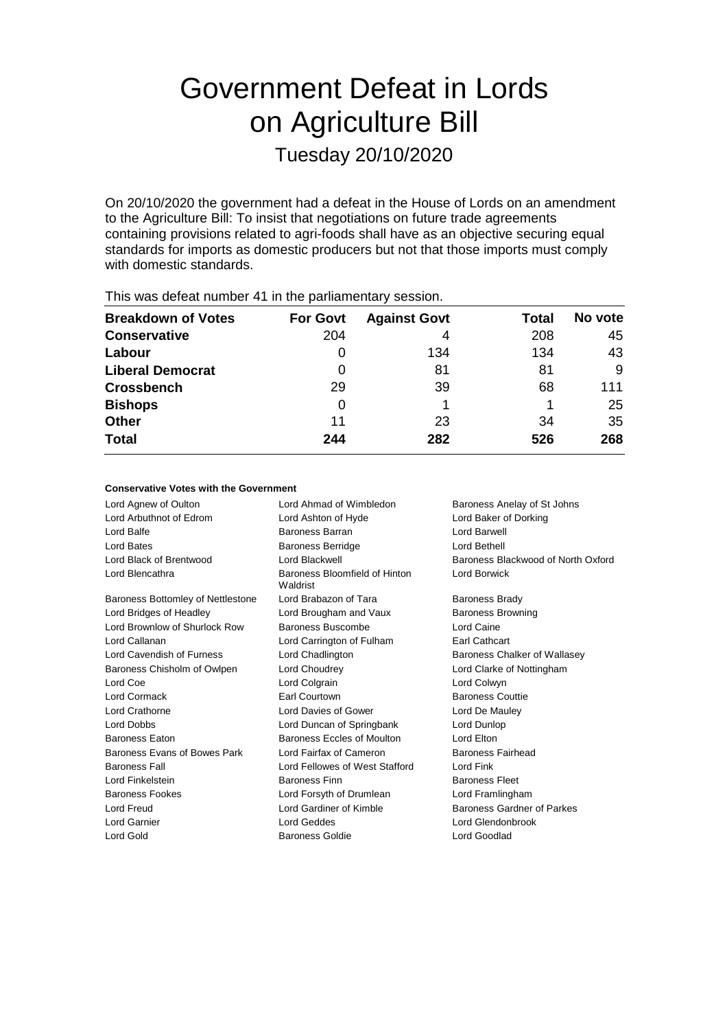# Government Defeat in Lords on Agriculture Bill

Tuesday 20/10/2020

On 20/10/2020 the government had a defeat in the House of Lords on an amendment to the Agriculture Bill: To insist that negotiations on future trade agreements containing provisions related to agri-foods shall have as an objective securing equal standards for imports as domestic producers but not that those imports must comply with domestic standards.

This was defeat number 41 in the parliamentary session.

| Breakdown of Votes | For Govt | Against Govt | Total | No vote |
|---|---|---|---|---|
| **Conservative** | 204 | 4 | 208 | 45 |
| **Labour** | 0 | 134 | 134 | 43 |
| **Liberal Democrat** | 0 | 81 | 81 | 9 |
| **Crossbench** | 29 | 39 | 68 | 111 |
| **Bishops** | 0 | 1 | 1 | 25 |
| **Other** | 11 | 23 | 34 | 35 |
| **Total** | **244** | **282** | **526** | **268** |

#### Conservative Votes with the Government

| | | |
|---|---|---|
| Lord Agnew of Oulton | Lord Ahmad of Wimbledon | Baroness Anelay of St Johns |
| Lord Arbuthnot of Edrom | Lord Ashton of Hyde | Lord Baker of Dorking |
| Lord Balfe | Baroness Barran | Lord Barwell |
| Lord Bates | Baroness Berridge | Lord Bethell |
| Lord Black of Brentwood | Lord Blackwell | Baroness Blackwood of North Oxford |
| Lord Blencathra | Baroness Bloomfield of Hinton Waldrist | Lord Borwick |
| Baroness Bottomley of Nettlestone | Lord Brabazon of Tara | Baroness Brady |
| Lord Bridges of Headley | Lord Brougham and Vaux | Baroness Browning |
| Lord Brownlow of Shurlock Row | Baroness Buscombe | Lord Caine |
| Lord Callanan | Lord Carrington of Fulham | Earl Cathcart |
| Lord Cavendish of Furness | Lord Chadlington | Baroness Chalker of Wallasey |
| Baroness Chisholm of Owlpen | Lord Choudrey | Lord Clarke of Nottingham |
| Lord Coe | Lord Colgrain | Lord Colwyn |
| Lord Cormack | Earl Courtown | Baroness Couttie |
| Lord Crathorne | Lord Davies of Gower | Lord De Mauley |
| Lord Dobbs | Lord Duncan of Springbank | Lord Dunlop |
| Baroness Eaton | Baroness Eccles of Moulton | Lord Elton |
| Baroness Evans of Bowes Park | Lord Fairfax of Cameron | Baroness Fairhead |
| Baroness Fall | Lord Fellowes of West Stafford | Lord Fink |
| Lord Finkelstein | Baroness Finn | Baroness Fleet |
| Baroness Fookes | Lord Forsyth of Drumlean | Lord Framlingham |
| Lord Freud | Lord Gardiner of Kimble | Baroness Gardner of Parkes |
| Lord Garnier | Lord Geddes | Lord Glendonbrook |
| Lord Gold | Baroness Goldie | Lord Goodlad |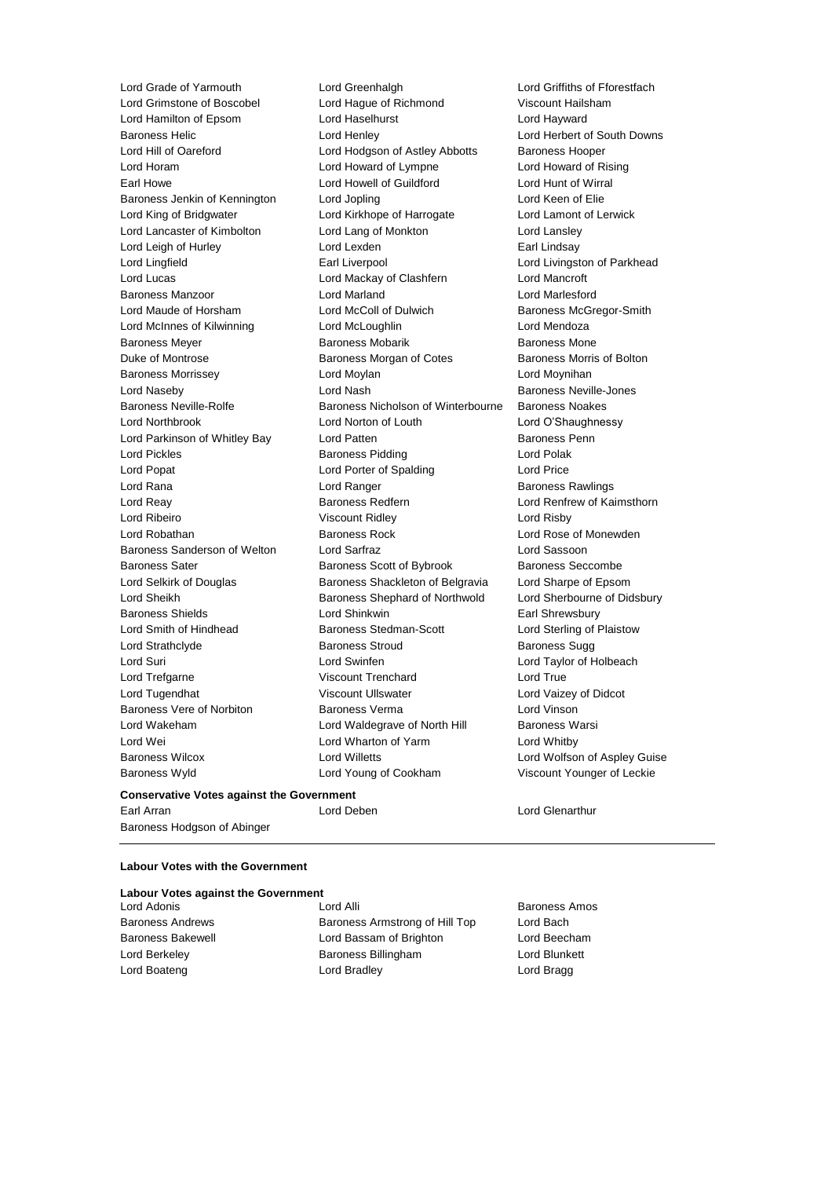Lord Grade of Yarmouth
Lord Greenhalgh
Lord Griffiths of Fforestfach
Lord Grimstone of Boscobel
Lord Hague of Richmond
Viscount Hailsham
Lord Hamilton of Epsom
Lord Haselhurst
Lord Hayward
Baroness Helic
Lord Henley
Lord Herbert of South Downs
Lord Hill of Oareford
Lord Hodgson of Astley Abbotts
Baroness Hooper
Lord Horam
Lord Howard of Lympne
Lord Howard of Rising
Earl Howe
Lord Howell of Guildford
Lord Hunt of Wirral
Baroness Jenkin of Kennington
Lord Jopling
Lord Keen of Elie
Lord King of Bridgwater
Lord Kirkhope of Harrogate
Lord Lamont of Lerwick
Lord Lancaster of Kimbolton
Lord Lang of Monkton
Lord Lansley
Lord Leigh of Hurley
Lord Lexden
Earl Lindsay
Lord Lingfield
Earl Liverpool
Lord Livingston of Parkhead
Lord Lucas
Lord Mackay of Clashfern
Lord Mancroft
Baroness Manzoor
Lord Marland
Lord Marlesford
Lord Maude of Horsham
Lord McColl of Dulwich
Baroness McGregor-Smith
Lord McInnes of Kilwinning
Lord McLoughlin
Lord Mendoza
Baroness Meyer
Baroness Mobarik
Baroness Mone
Duke of Montrose
Baroness Morgan of Cotes
Baroness Morris of Bolton
Baroness Morrissey
Lord Moylan
Lord Moynihan
Lord Naseby
Lord Nash
Baroness Neville-Jones
Baroness Neville-Rolfe
Baroness Nicholson of Winterbourne
Baroness Noakes
Lord Northbrook
Lord Norton of Louth
Lord O'Shaughnessy
Lord Parkinson of Whitley Bay
Lord Patten
Baroness Penn
Lord Pickles
Baroness Pidding
Lord Polak
Lord Popat
Lord Porter of Spalding
Lord Price
Lord Rana
Lord Ranger
Baroness Rawlings
Lord Reay
Baroness Redfern
Lord Renfrew of Kaimsthorn
Lord Ribeiro
Viscount Ridley
Lord Risby
Lord Robathan
Baroness Rock
Lord Rose of Monewden
Baroness Sanderson of Welton
Lord Sarfraz
Lord Sassoon
Baroness Sater
Baroness Scott of Bybrook
Baroness Seccombe
Lord Selkirk of Douglas
Baroness Shackleton of Belgravia
Lord Sharpe of Epsom
Lord Sheikh
Baroness Shephard of Northwold
Lord Sherbourne of Didsbury
Baroness Shields
Lord Shinkwin
Earl Shrewsbury
Lord Smith of Hindhead
Baroness Stedman-Scott
Lord Sterling of Plaistow
Lord Strathclyde
Baroness Stroud
Baroness Sugg
Lord Suri
Lord Swinfen
Lord Taylor of Holbeach
Lord Trefgarne
Viscount Trenchard
Lord True
Lord Tugendhat
Viscount Ullswater
Lord Vaizey of Didcot
Baroness Vere of Norbiton
Baroness Verma
Lord Vinson
Lord Wakeham
Lord Waldegrave of North Hill
Baroness Warsi
Lord Wei
Lord Wharton of Yarm
Lord Whitby
Baroness Wilcox
Lord Willetts
Lord Wolfson of Aspley Guise
Baroness Wyld
Lord Young of Cookham
Viscount Younger of Leckie

**Conservative Votes against the Government**

Earl Arran
Lord Deben
Lord Glenarthur
Baroness Hodgson of Abinger

---

**Labour Votes with the Government**

**Labour Votes against the Government**

Lord Adonis
Lord Alli
Baroness Amos
Baroness Andrews
Baroness Armstrong of Hill Top
Lord Bach
Baroness Bakewell
Lord Bassam of Brighton
Lord Beecham
Lord Berkeley
Baroness Billingham
Lord Blunkett
Lord Boateng
Lord Bradley
Lord Bragg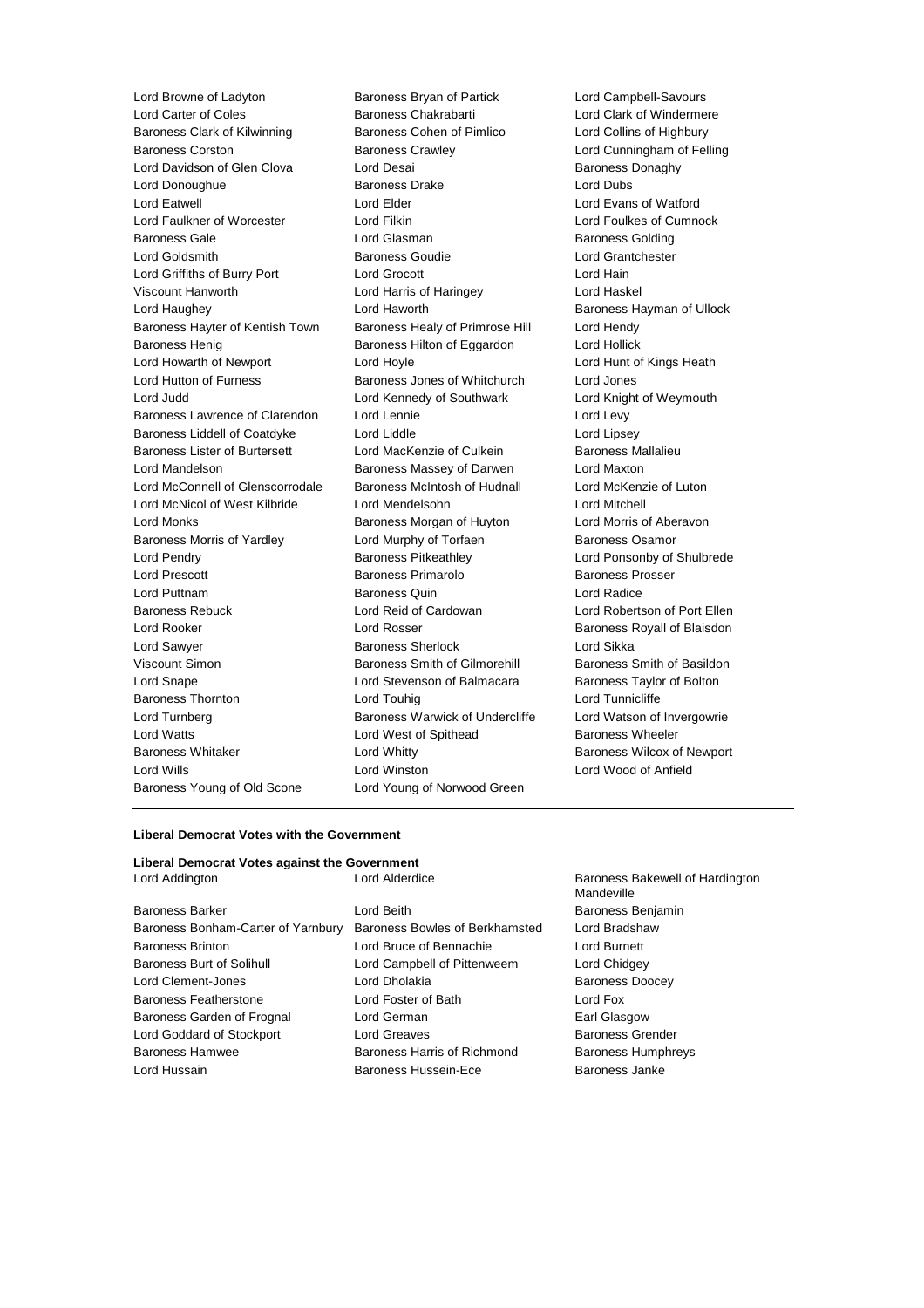Lord Browne of Ladyton
Baroness Bryan of Partick
Lord Campbell-Savours
Lord Carter of Coles
Baroness Chakrabarti
Lord Clark of Windermere
Baroness Clark of Kilwinning
Baroness Cohen of Pimlico
Lord Collins of Highbury
Baroness Corston
Baroness Crawley
Lord Cunningham of Felling
Lord Davidson of Glen Clova
Lord Desai
Baroness Donaghy
Lord Donoughue
Baroness Drake
Lord Dubs
Lord Eatwell
Lord Elder
Lord Evans of Watford
Lord Faulkner of Worcester
Lord Filkin
Lord Foulkes of Cumnock
Baroness Gale
Lord Glasman
Baroness Golding
Lord Goldsmith
Baroness Goudie
Lord Grantchester
Lord Griffiths of Burry Port
Lord Grocott
Lord Hain
Viscount Hanworth
Lord Harris of Haringey
Lord Haskel
Lord Haughey
Lord Haworth
Baroness Hayman of Ullock
Baroness Hayter of Kentish Town
Baroness Healy of Primrose Hill
Lord Hendy
Baroness Henig
Baroness Hilton of Eggardon
Lord Hollick
Lord Howarth of Newport
Lord Hoyle
Lord Hunt of Kings Heath
Lord Hutton of Furness
Baroness Jones of Whitchurch
Lord Jones
Lord Judd
Lord Kennedy of Southwark
Lord Knight of Weymouth
Baroness Lawrence of Clarendon
Lord Lennie
Lord Levy
Baroness Liddell of Coatdyke
Lord Liddle
Lord Lipsey
Baroness Lister of Burtersett
Lord MacKenzie of Culkein
Baroness Mallalieu
Lord Mandelson
Baroness Massey of Darwen
Lord Maxton
Lord McConnell of Glenscorrodale
Baroness McIntosh of Hudnall
Lord McKenzie of Luton
Lord McNicol of West Kilbride
Lord Mendelsohn
Lord Mitchell
Lord Monks
Baroness Morgan of Huyton
Lord Morris of Aberavon
Baroness Morris of Yardley
Lord Murphy of Torfaen
Baroness Osamor
Lord Pendry
Baroness Pitkeathley
Lord Ponsonby of Shulbrede
Lord Prescott
Baroness Primarolo
Baroness Prosser
Lord Puttnam
Baroness Quin
Lord Radice
Baroness Rebuck
Lord Reid of Cardowan
Lord Robertson of Port Ellen
Lord Rooker
Lord Rosser
Baroness Royall of Blaisdon
Lord Sawyer
Baroness Sherlock
Lord Sikka
Viscount Simon
Baroness Smith of Gilmorehill
Baroness Smith of Basildon
Lord Snape
Lord Stevenson of Balmacara
Baroness Taylor of Bolton
Baroness Thornton
Lord Touhig
Lord Tunnicliffe
Lord Turnberg
Baroness Warwick of Undercliffe
Lord Watson of Invergowrie
Lord Watts
Lord West of Spithead
Baroness Wheeler
Baroness Whitaker
Lord Whitty
Baroness Wilcox of Newport
Lord Wills
Lord Winston
Lord Wood of Anfield
Baroness Young of Old Scone
Lord Young of Norwood Green

---

**Liberal Democrat Votes with the Government**

**Liberal Democrat Votes against the Government**

Lord Addington
Lord Alderdice
Baroness Bakewell of Hardington Mandeville
Baroness Barker
Lord Beith
Baroness Benjamin
Baroness Bonham-Carter of Yarnbury
Baroness Bowles of Berkhamsted
Lord Bradshaw
Baroness Brinton
Lord Bruce of Bennachie
Lord Burnett
Baroness Burt of Solihull
Lord Campbell of Pittenweem
Lord Chidgey
Lord Clement-Jones
Lord Dholakia
Baroness Doocey
Baroness Featherstone
Lord Foster of Bath
Lord Fox
Baroness Garden of Frognal
Lord German
Earl Glasgow
Lord Goddard of Stockport
Lord Greaves
Baroness Grender
Baroness Hamwee
Baroness Harris of Richmond
Baroness Humphreys
Lord Hussain
Baroness Hussein-Ece
Baroness Janke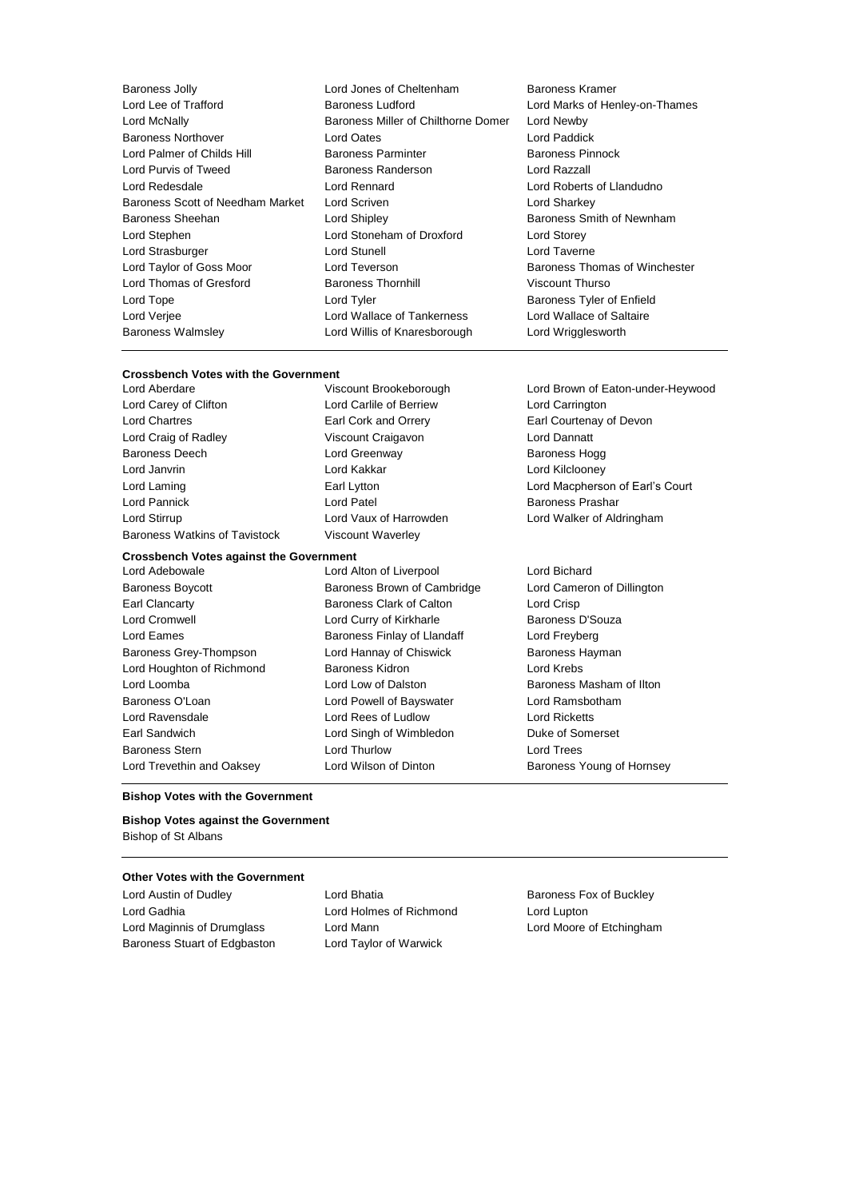Baroness Jolly, Lord Jones of Cheltenham, Baroness Kramer, Lord Lee of Trafford, Baroness Ludford, Lord Marks of Henley-on-Thames, Lord McNally, Baroness Miller of Chilthorne Domer, Lord Newby, Baroness Northover, Lord Oates, Lord Paddick, Lord Palmer of Childs Hill, Baroness Parminter, Baroness Pinnock, Lord Purvis of Tweed, Baroness Randerson, Lord Razzall, Lord Redesdale, Lord Rennard, Lord Roberts of Llandudno, Baroness Scott of Needham Market, Lord Scriven, Lord Sharkey, Baroness Sheehan, Lord Shipley, Baroness Smith of Newnham, Lord Stephen, Lord Stoneham of Droxford, Lord Storey, Lord Strasburger, Lord Stunell, Lord Taverne, Lord Taylor of Goss Moor, Lord Teverson, Baroness Thomas of Winchester, Lord Thomas of Gresford, Baroness Thornhill, Viscount Thurso, Lord Tope, Lord Tyler, Baroness Tyler of Enfield, Lord Verjee, Lord Wallace of Tankerness, Lord Wallace of Saltaire, Baroness Walmsley, Lord Willis of Knaresborough, Lord Wrigglesworth

---

**Crossbench Votes with the Government**

Lord Aberdare, Viscount Brookeborough, Lord Brown of Eaton-under-Heywood, Lord Carey of Clifton, Lord Carlile of Berriew, Lord Carrington, Lord Chartres, Earl Cork and Orrery, Earl Courtenay of Devon, Lord Craig of Radley, Viscount Craigavon, Lord Dannatt, Baroness Deech, Lord Greenway, Baroness Hogg, Lord Janvrin, Lord Kakkar, Lord Kilclooney, Lord Laming, Earl Lytton, Lord Macpherson of Earl's Court, Lord Pannick, Lord Patel, Baroness Prashar, Lord Stirrup, Lord Vaux of Harrowden, Lord Walker of Aldringham, Baroness Watkins of Tavistock, Viscount Waverley

**Crossbench Votes against the Government**

Lord Adebowale, Lord Alton of Liverpool, Lord Bichard, Baroness Boycott, Baroness Brown of Cambridge, Lord Cameron of Dillington, Earl Clancarty, Baroness Clark of Calton, Lord Crisp, Lord Cromwell, Lord Curry of Kirkharle, Baroness D'Souza, Lord Eames, Baroness Finlay of Llandaff, Lord Freyberg, Baroness Grey-Thompson, Lord Hannay of Chiswick, Baroness Hayman, Lord Houghton of Richmond, Baroness Kidron, Lord Krebs, Lord Loomba, Lord Low of Dalston, Baroness Masham of Ilton, Baroness O'Loan, Lord Powell of Bayswater, Lord Ramsbotham, Lord Ravensdale, Lord Rees of Ludlow, Lord Ricketts, Earl Sandwich, Lord Singh of Wimbledon, Duke of Somerset, Baroness Stern, Lord Thurlow, Lord Trees, Lord Trevethin and Oaksey, Lord Wilson of Dinton, Baroness Young of Hornsey

---

**Bishop Votes with the Government**

**Bishop Votes against the Government**

Bishop of St Albans

---

**Other Votes with the Government**

Lord Austin of Dudley, Lord Bhatia, Baroness Fox of Buckley, Lord Gadhia, Lord Holmes of Richmond, Lord Lupton, Lord Maginnis of Drumglass, Lord Mann, Lord Moore of Etchingham, Baroness Stuart of Edgbaston, Lord Taylor of Warwick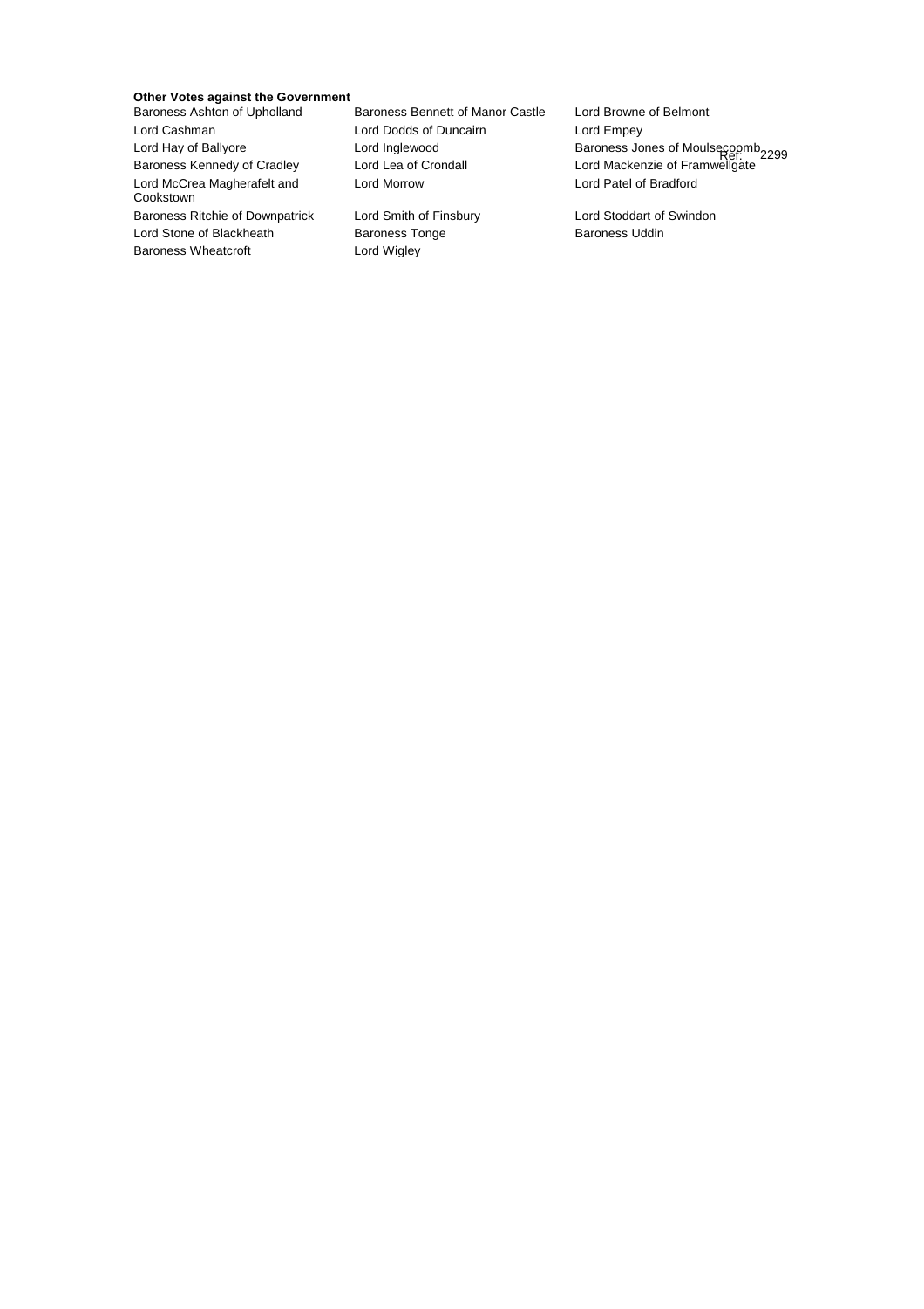**Other Votes against the Government**

| | | |
|---|---|---|
| Baroness Ashton of Upholland | Baroness Bennett of Manor Castle | Lord Browne of Belmont |
| Lord Cashman | Lord Dodds of Duncairn | Lord Empey |
| Lord Hay of Ballyore | Lord Inglewood | Baroness Jones of Moulsecoomb |
| Baroness Kennedy of Cradley | Lord Lea of Crondall | Lord Mackenzie of Framwellgate |
| Lord McCrea Magherafelt and Cookstown | Lord Morrow | Lord Patel of Bradford |
| Baroness Ritchie of Downpatrick | Lord Smith of Finsbury | Lord Stoddart of Swindon |
| Lord Stone of Blackheath | Baroness Tonge | Baroness Uddin |
| Baroness Wheatcroft | Lord Wigley | |

Ref: 2299